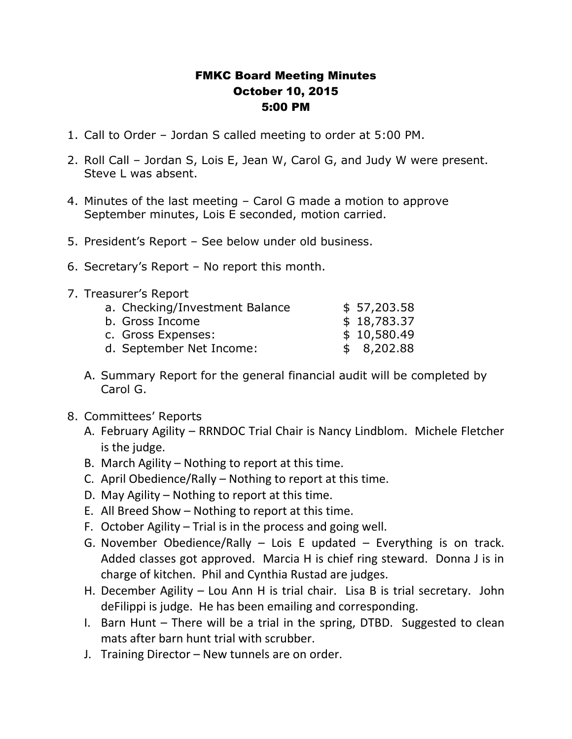# FMKC Board Meeting Minutes
## October 10, 2015
## 5:00 PM

1. Call to Order – Jordan S called meeting to order at 5:00 PM.

2. Roll Call – Jordan S, Lois E, Jean W, Carol G, and Judy W were present. Steve L was absent.

4. Minutes of the last meeting – Carol G made a motion to approve September minutes, Lois E seconded, motion carried.

5. President's Report – See below under old business.

6. Secretary's Report – No report this month.

7. Treasurer's Report

   | | |
   |---|---|
   | a. Checking/Investment Balance | $ 57,203.58 |
   | b. Gross Income | $ 18,783.37 |
   | c. Gross Expenses: | $ 10,580.49 |
   | d. September Net Income: | $ 8,202.88 |

   A. Summary Report for the general financial audit will be completed by Carol G.

8. Committees' Reports
   A. February Agility – RRNDOC Trial Chair is Nancy Lindblom. Michele Fletcher is the judge.
   B. March Agility – Nothing to report at this time.
   C. April Obedience/Rally – Nothing to report at this time.
   D. May Agility – Nothing to report at this time.
   E. All Breed Show – Nothing to report at this time.
   F. October Agility – Trial is in the process and going well.
   G. November Obedience/Rally – Lois E updated – Everything is on track. Added classes got approved. Marcia H is chief ring steward. Donna J is in charge of kitchen. Phil and Cynthia Rustad are judges.
   H. December Agility – Lou Ann H is trial chair. Lisa B is trial secretary. John deFilippi is judge. He has been emailing and corresponding.
   I. Barn Hunt – There will be a trial in the spring, DTBD. Suggested to clean mats after barn hunt trial with scrubber.
   J. Training Director – New tunnels are on order.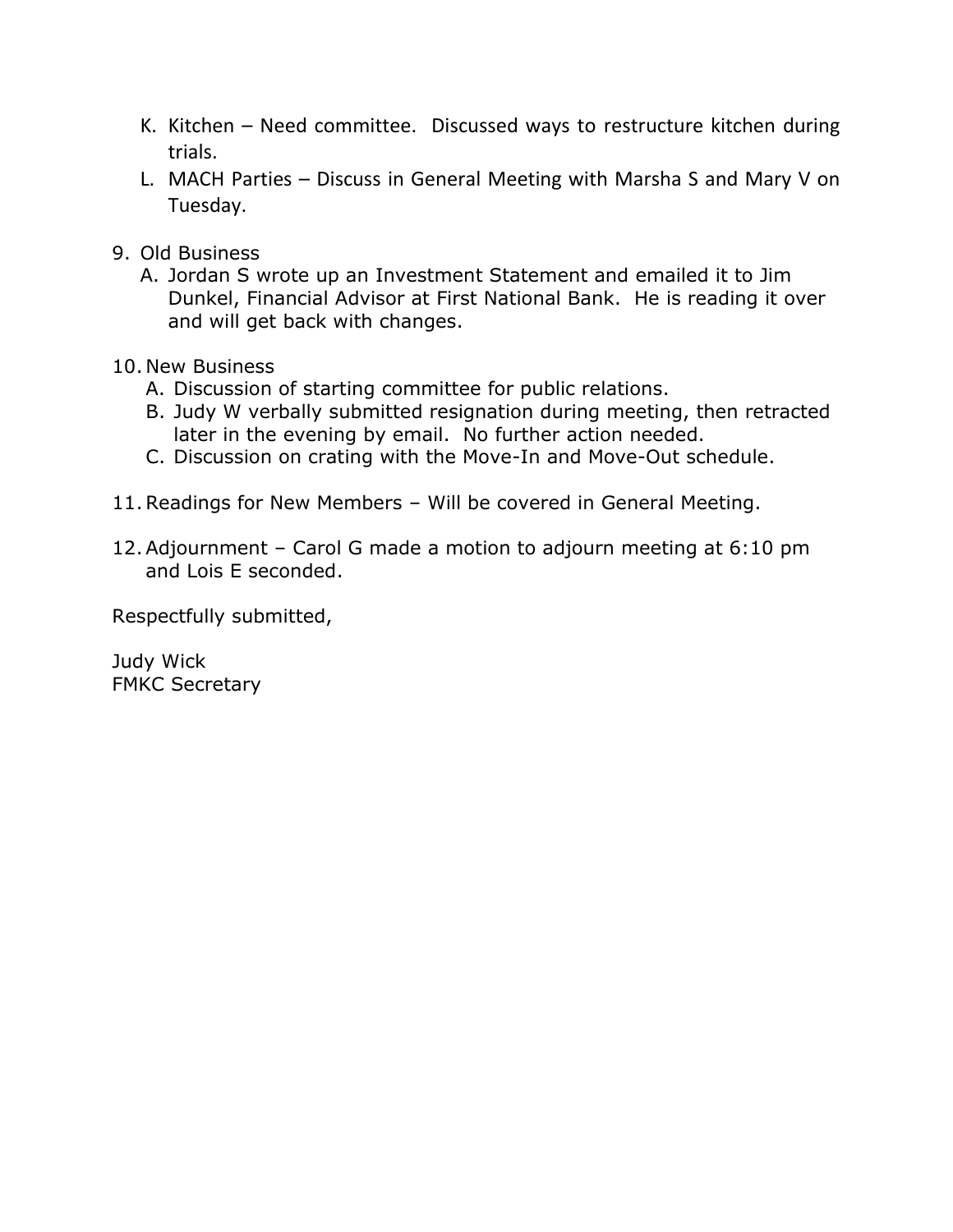K. Kitchen – Need committee. Discussed ways to restructure kitchen during trials.

L. MACH Parties – Discuss in General Meeting with Marsha S and Mary V on Tuesday.

9. Old Business

   A. Jordan S wrote up an Investment Statement and emailed it to Jim Dunkel, Financial Advisor at First National Bank. He is reading it over and will get back with changes.

10. New Business

    A. Discussion of starting committee for public relations.

    B. Judy W verbally submitted resignation during meeting, then retracted later in the evening by email. No further action needed.

    C. Discussion on crating with the Move-In and Move-Out schedule.

11. Readings for New Members – Will be covered in General Meeting.

12. Adjournment – Carol G made a motion to adjourn meeting at 6:10 pm and Lois E seconded.

Respectfully submitted,

Judy Wick
FMKC Secretary